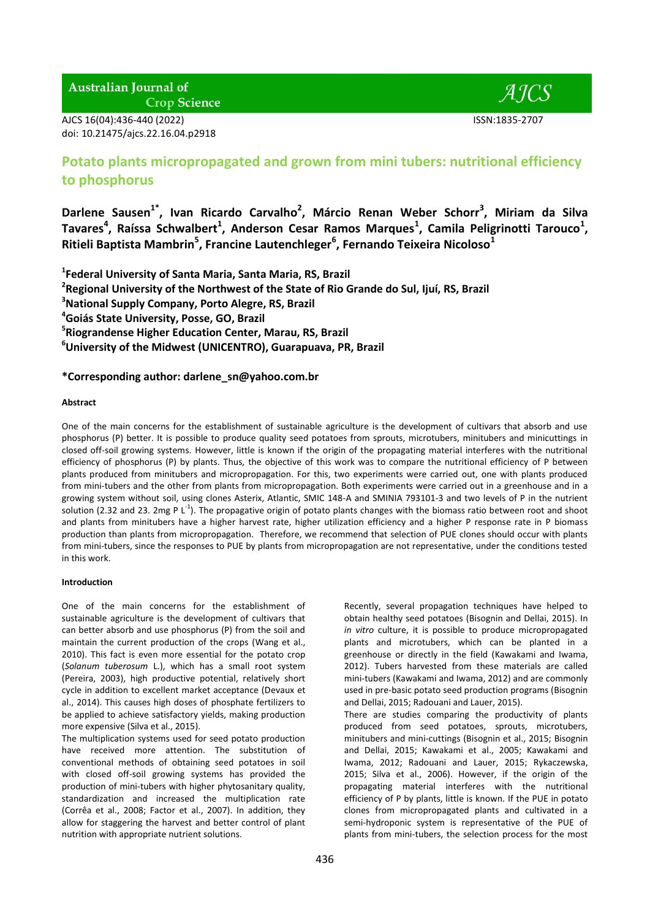# Potato plants micropropagated and grown from mini tubers: nutritional efficiency to phosphorus

**Darlene Sausen[1*], Ivan Ricardo Carvalho[2], Márcio Renan Weber Schorr[3], Miriam da Silva Tavares[4], Raíssa Schwalbert[1], Anderson Cesar Ramos Marques[1], Camila Peligrinotti Tarouco[1], Ritieli Baptista Mambrin[5], Francine Lautenchleger[6], Fernando Teixeira Nicoloso[1]**

[1]Federal University of Santa Maria, Santa Maria, RS, Brazil
[2]Regional University of the Northwest of the State of Rio Grande do Sul, Ijuí, RS, Brazil
[3]National Supply Company, Porto Alegre, RS, Brazil
[4]Goiás State University, Posse, GO, Brazil
[5]Riograndense Higher Education Center, Marau, RS, Brazil
[6]University of the Midwest (UNICENTRO), Guarapuava, PR, Brazil

**\*Corresponding author: darlene_sn@yahoo.com.br**

#### Abstract

One of the main concerns for the establishment of sustainable agriculture is the development of cultivars that absorb and use phosphorus (P) better. It is possible to produce quality seed potatoes from sprouts, microtubers, minitubers and minicuttings in closed off-soil growing systems. However, little is known if the origin of the propagating material interferes with the nutritional efficiency of phosphorus (P) by plants. Thus, the objective of this work was to compare the nutritional efficiency of P between plants produced from minitubers and micropropagation. For this, two experiments were carried out, one with plants produced from mini-tubers and the other from plants from micropropagation. Both experiments were carried out in a greenhouse and in a growing system without soil, using clones Asterix, Atlantic, SMIC 148-A and SMINIA 793101-3 and two levels of P in the nutrient solution (2.32 and 23. 2mg P $L^{-1}$). The propagative origin of potato plants changes with the biomass ratio between root and shoot and plants from minitubers have a higher harvest rate, higher utilization efficiency and a higher P response rate in P biomass production than plants from micropropagation. Therefore, we recommend that selection of PUE clones should occur with plants from mini-tubers, since the responses to PUE by plants from micropropagation are not representative, under the conditions tested in this work.

#### Introduction

One of the main concerns for the establishment of sustainable agriculture is the development of cultivars that can better absorb and use phosphorus (P) from the soil and maintain the current production of the crops (Wang et al., 2010). This fact is even more essential for the potato crop (*Solanum tuberosum* L.), which has a small root system (Pereira, 2003), high productive potential, relatively short cycle in addition to excellent market acceptance (Devaux et al., 2014). This causes high doses of phosphate fertilizers to be applied to achieve satisfactory yields, making production more expensive (Silva et al., 2015).

The multiplication systems used for seed potato production have received more attention. The substitution of conventional methods of obtaining seed potatoes in soil with closed off-soil growing systems has provided the production of mini-tubers with higher phytosanitary quality, standardization and increased the multiplication rate (Corrêa et al., 2008; Factor et al., 2007). In addition, they allow for staggering the harvest and better control of plant nutrition with appropriate nutrient solutions.

Recently, several propagation techniques have helped to obtain healthy seed potatoes (Bisognin and Dellai, 2015). In *in vitro* culture, it is possible to produce micropropagated plants and microtubers, which can be planted in a greenhouse or directly in the field (Kawakami and Iwama, 2012). Tubers harvested from these materials are called mini-tubers (Kawakami and Iwama, 2012) and are commonly used in pre-basic potato seed production programs (Bisognin and Dellai, 2015; Radouani and Lauer, 2015).

There are studies comparing the productivity of plants produced from seed potatoes, sprouts, microtubers, minitubers and mini-cuttings (Bisognin et al., 2015; Bisognin and Dellai, 2015; Kawakami et al., 2005; Kawakami and Iwama, 2012; Radouani and Lauer, 2015; Rykaczewska, 2015; Silva et al., 2006). However, if the origin of the propagating material interferes with the nutritional efficiency of P by plants, little is known. If the PUE in potato clones from micropropagated plants and cultivated in a semi-hydroponic system is representative of the PUE of plants from mini-tubers, the selection process for the most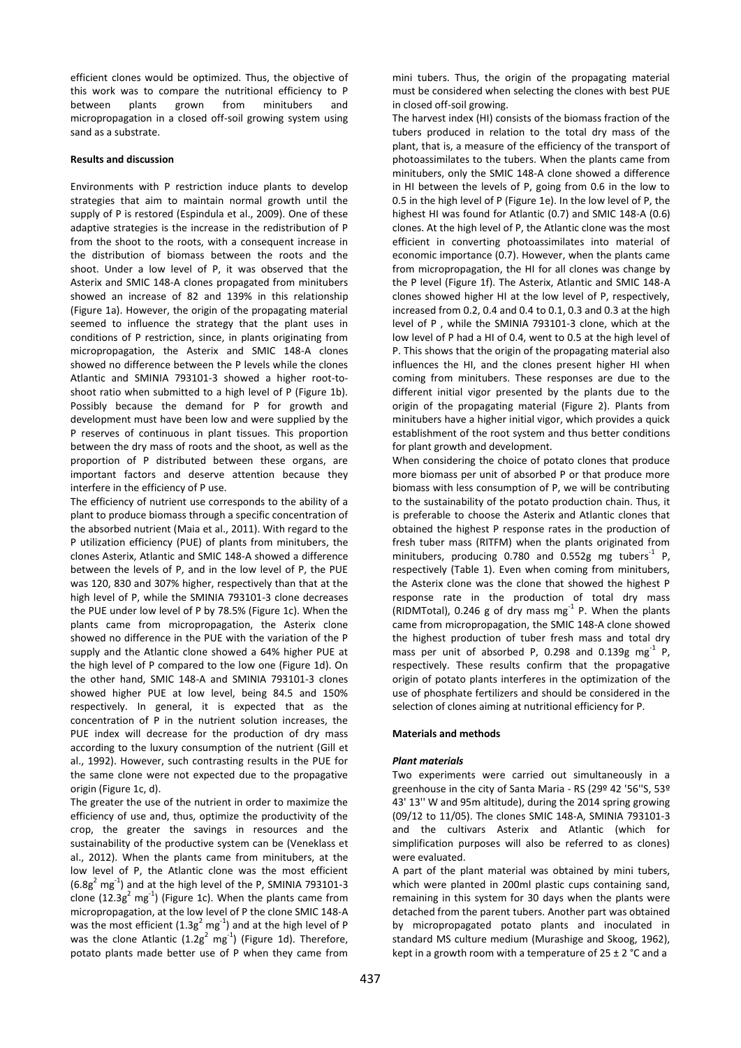efficient clones would be optimized. Thus, the objective of this work was to compare the nutritional efficiency to P between plants grown from minitubers and micropropagation in a closed off-soil growing system using sand as a substrate.

## Results and discussion

Environments with P restriction induce plants to develop strategies that aim to maintain normal growth until the supply of P is restored (Espindula et al., 2009). One of these adaptive strategies is the increase in the redistribution of P from the shoot to the roots, with a consequent increase in the distribution of biomass between the roots and the shoot. Under a low level of P, it was observed that the Asterix and SMIC 148-A clones propagated from minitubers showed an increase of 82 and 139% in this relationship (Figure 1a). However, the origin of the propagating material seemed to influence the strategy that the plant uses in conditions of P restriction, since, in plants originating from micropropagation, the Asterix and SMIC 148-A clones showed no difference between the P levels while the clones Atlantic and SMINIA 793101-3 showed a higher root-to-shoot ratio when submitted to a high level of P (Figure 1b). Possibly because the demand for P for growth and development must have been low and were supplied by the P reserves of continuous in plant tissues. This proportion between the dry mass of roots and the shoot, as well as the proportion of P distributed between these organs, are important factors and deserve attention because they interfere in the efficiency of P use.

The efficiency of nutrient use corresponds to the ability of a plant to produce biomass through a specific concentration of the absorbed nutrient (Maia et al., 2011). With regard to the P utilization efficiency (PUE) of plants from minitubers, the clones Asterix, Atlantic and SMIC 148-A showed a difference between the levels of P, and in the low level of P, the PUE was 120, 830 and 307% higher, respectively than that at the high level of P, while the SMINIA 793101-3 clone decreases the PUE under low level of P by 78.5% (Figure 1c). When the plants came from micropropagation, the Asterix clone showed no difference in the PUE with the variation of the P supply and the Atlantic clone showed a 64% higher PUE at the high level of P compared to the low one (Figure 1d). On the other hand, SMIC 148-A and SMINIA 793101-3 clones showed higher PUE at low level, being 84.5 and 150% respectively. In general, it is expected that as the concentration of P in the nutrient solution increases, the PUE index will decrease for the production of dry mass according to the luxury consumption of the nutrient (Gill et al., 1992). However, such contrasting results in the PUE for the same clone were not expected due to the propagative origin (Figure 1c, d).

The greater the use of the nutrient in order to maximize the efficiency of use and, thus, optimize the productivity of the crop, the greater the savings in resources and the sustainability of the productive system can be (Veneklass et al., 2012). When the plants came from minitubers, at the low level of P, the Atlantic clone was the most efficient ($6.8g^2$ $mg^{-1}$) and at the high level of the P, SMINIA 793101-3 clone ($12.3g^2$ $mg^{-1}$) (Figure 1c). When the plants came from micropropagation, at the low level of P the clone SMIC 148-A was the most efficient ($1.3g^2$ $mg^{-1}$) and at the high level of P was the clone Atlantic ($1.2g^2$ $mg^{-1}$) (Figure 1d). Therefore, potato plants made better use of P when they came from mini tubers. Thus, the origin of the propagating material must be considered when selecting the clones with best PUE in closed off-soil growing.

The harvest index (HI) consists of the biomass fraction of the tubers produced in relation to the total dry mass of the plant, that is, a measure of the efficiency of the transport of photoassimilates to the tubers. When the plants came from minitubers, only the SMIC 148-A clone showed a difference in HI between the levels of P, going from 0.6 in the low to 0.5 in the high level of P (Figure 1e). In the low level of P, the highest HI was found for Atlantic (0.7) and SMIC 148-A (0.6) clones. At the high level of P, the Atlantic clone was the most efficient in converting photoassimilates into material of economic importance (0.7). However, when the plants came from micropropagation, the HI for all clones was change by the P level (Figure 1f). The Asterix, Atlantic and SMIC 148-A clones showed higher HI at the low level of P, respectively, increased from 0.2, 0.4 and 0.4 to 0.1, 0.3 and 0.3 at the high level of P , while the SMINIA 793101-3 clone, which at the low level of P had a HI of 0.4, went to 0.5 at the high level of P. This shows that the origin of the propagating material also influences the HI, and the clones present higher HI when coming from minitubers. These responses are due to the different initial vigor presented by the plants due to the origin of the propagating material (Figure 2). Plants from minitubers have a higher initial vigor, which provides a quick establishment of the root system and thus better conditions for plant growth and development.

When considering the choice of potato clones that produce more biomass per unit of absorbed P or that produce more biomass with less consumption of P, we will be contributing to the sustainability of the potato production chain. Thus, it is preferable to choose the Asterix and Atlantic clones that obtained the highest P response rates in the production of fresh tuber mass (RITFM) when the plants originated from minitubers, producing 0.780 and 0.552g mg $tubers^{-1}$ P, respectively (Table 1). Even when coming from minitubers, the Asterix clone was the clone that showed the highest P response rate in the production of total dry mass (RIDMTotal), 0.246 g of dry mass $mg^{-1}$ P. When the plants came from micropropagation, the SMIC 148-A clone showed the highest production of tuber fresh mass and total dry mass per unit of absorbed P, 0.298 and 0.139g $mg^{-1}$ P, respectively. These results confirm that the propagative origin of potato plants interferes in the optimization of the use of phosphate fertilizers and should be considered in the selection of clones aiming at nutritional efficiency for P.

## Materials and methods

### *Plant materials*

Two experiments were carried out simultaneously in a greenhouse in the city of Santa Maria - RS (29º 42 '56''S, 53º 43' 13'' W and 95m altitude), during the 2014 spring growing (09/12 to 11/05). The clones SMIC 148-A, SMINIA 793101-3 and the cultivars Asterix and Atlantic (which for simplification purposes will also be referred to as clones) were evaluated.

A part of the plant material was obtained by mini tubers, which were planted in 200ml plastic cups containing sand, remaining in this system for 30 days when the plants were detached from the parent tubers. Another part was obtained by micropropagated potato plants and inoculated in standard MS culture medium (Murashige and Skoog, 1962), kept in a growth room with a temperature of 25 ± 2 °C and a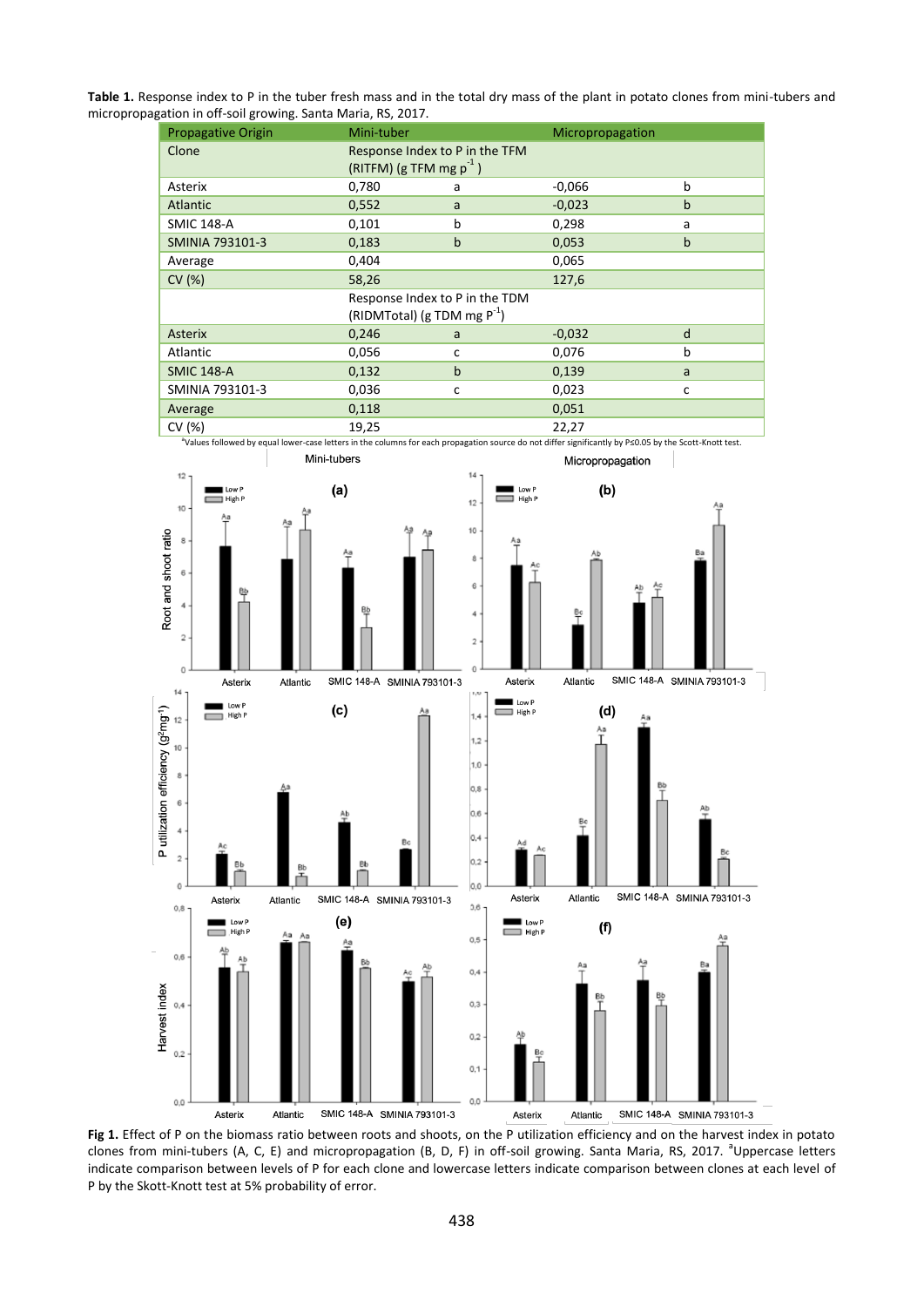**Table 1.** Response index to P in the tuber fresh mass and in the total dry mass of the plant in potato clones from mini-tubers and micropropagation in off-soil growing. Santa Maria, RS, 2017.

| Propagative Origin | Mini-tuber | | Micropropagation | |
|---|---|---|---|---|
| Clone | Response Index to P in the TFM (RITFM) (g TFM mg p$^{-1}$) | | | |
| Asterix | 0,780 | a | -0,066 | b |
| Atlantic | 0,552 | a | -0,023 | b |
| SMIC 148-A | 0,101 | b | 0,298 | a |
| SMINIA 793101-3 | 0,183 | b | 0,053 | b |
| Average | 0,404 | | 0,065 | |
| CV (%) | 58,26 | | 127,6 | |
| | Response Index to P in the TDM (RIDMTotal) (g TDM mg P$^{-1}$) | | | |
| Asterix | 0,246 | a | -0,032 | d |
| Atlantic | 0,056 | c | 0,076 | b |
| SMIC 148-A | 0,132 | b | 0,139 | a |
| SMINIA 793101-3 | 0,036 | c | 0,023 | c |
| Average | 0,118 | | 0,051 | |
| CV (%) | 19,25 | | 22,27 | |

[a]Values followed by equal lower-case letters in the columns for each propagation source do not differ significantly by P≤0.05 by the Scott-Knott test.

**Fig 1.** Effect of P on the biomass ratio between roots and shoots, on the P utilization efficiency and on the harvest index in potato clones from mini-tubers (A, C, E) and micropropagation (B, D, F) in off-soil growing. Santa Maria, RS, 2017. [a]Uppercase letters indicate comparison between levels of P for each clone and lowercase letters indicate comparison between clones at each level of P by the Skott-Knott test at 5% probability of error.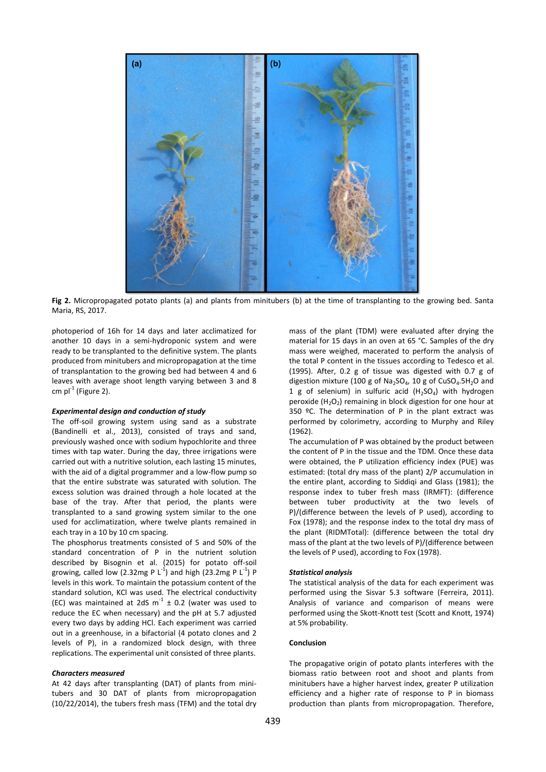Fig 2. Micropropagated potato plants (a) and plants from minitubers (b) at the time of transplanting to the growing bed. Santa Maria, RS, 2017.

photoperiod of 16h for 14 days and later acclimatized for another 10 days in a semi-hydroponic system and were ready to be transplanted to the definitive system. The plants produced from minitubers and micropropagation at the time of transplantation to the growing bed had between 4 and 6 leaves with average shoot length varying between 3 and 8 cm $pl^{-1}$ (Figure 2).

***Experimental design and conduction of study***

The off-soil growing system using sand as a substrate (Bandinelli et al., 2013), consisted of trays and sand, previously washed once with sodium hypochlorite and three times with tap water. During the day, three irrigations were carried out with a nutritive solution, each lasting 15 minutes, with the aid of a digital programmer and a low-flow pump so that the entire substrate was saturated with solution. The excess solution was drained through a hole located at the base of the tray. After that period, the plants were transplanted to a sand growing system similar to the one used for acclimatization, where twelve plants remained in each tray in a 10 by 10 cm spacing.

The phosphorus treatments consisted of 5 and 50% of the standard concentration of P in the nutrient solution described by Bisognin et al. (2015) for potato off-soil growing, called low (2.32mg P $L^{-1}$) and high (23.2mg P $L^{-1}$) P levels in this work. To maintain the potassium content of the standard solution, KCl was used. The electrical conductivity (EC) was maintained at 2dS $m^{-1}$ ± 0.2 (water was used to reduce the EC when necessary) and the pH at 5.7 adjusted every two days by adding HCl. Each experiment was carried out in a greenhouse, in a bifactorial (4 potato clones and 2 levels of P), in a randomized block design, with three replications. The experimental unit consisted of three plants.

***Characters measured***

At 42 days after transplanting (DAT) of plants from minitubers and 30 DAT of plants from micropropagation (10/22/2014), the tubers fresh mass (TFM) and the total dry mass of the plant (TDM) were evaluated after drying the material for 15 days in an oven at 65 °C. Samples of the dry mass were weighed, macerated to perform the analysis of the total P content in the tissues according to Tedesco et al. (1995). After, 0.2 g of tissue was digested with 0.7 g of digestion mixture (100 g of $Na_2SO_4$, 10 g of $CuSO_4.5H_2O$ and 1 g of selenium) in sulfuric acid ($H_2SO_4$) with hydrogen peroxide ($H_2O_2$) remaining in block digestion for one hour at 350 ºC. The determination of P in the plant extract was performed by colorimetry, according to Murphy and Riley (1962).

The accumulation of P was obtained by the product between the content of P in the tissue and the TDM. Once these data were obtained, the P utilization efficiency index (PUE) was estimated: (total dry mass of the plant) 2/P accumulation in the entire plant, according to Siddiqi and Glass (1981); the response index to tuber fresh mass (IRMFT): (difference between tuber productivity at the two levels of P)/(difference between the levels of P used), according to Fox (1978); and the response index to the total dry mass of the plant (RIDMTotal): (difference between the total dry mass of the plant at the two levels of P)/(difference between the levels of P used), according to Fox (1978).

***Statistical analysis***

The statistical analysis of the data for each experiment was performed using the Sisvar 5.3 software (Ferreira, 2011). Analysis of variance and comparison of means were performed using the Skott-Knott test (Scott and Knott, 1974) at 5% probability.

## Conclusion

The propagative origin of potato plants interferes with the biomass ratio between root and shoot and plants from minitubers have a higher harvest index, greater P utilization efficiency and a higher rate of response to P in biomass production than plants from micropropagation. Therefore,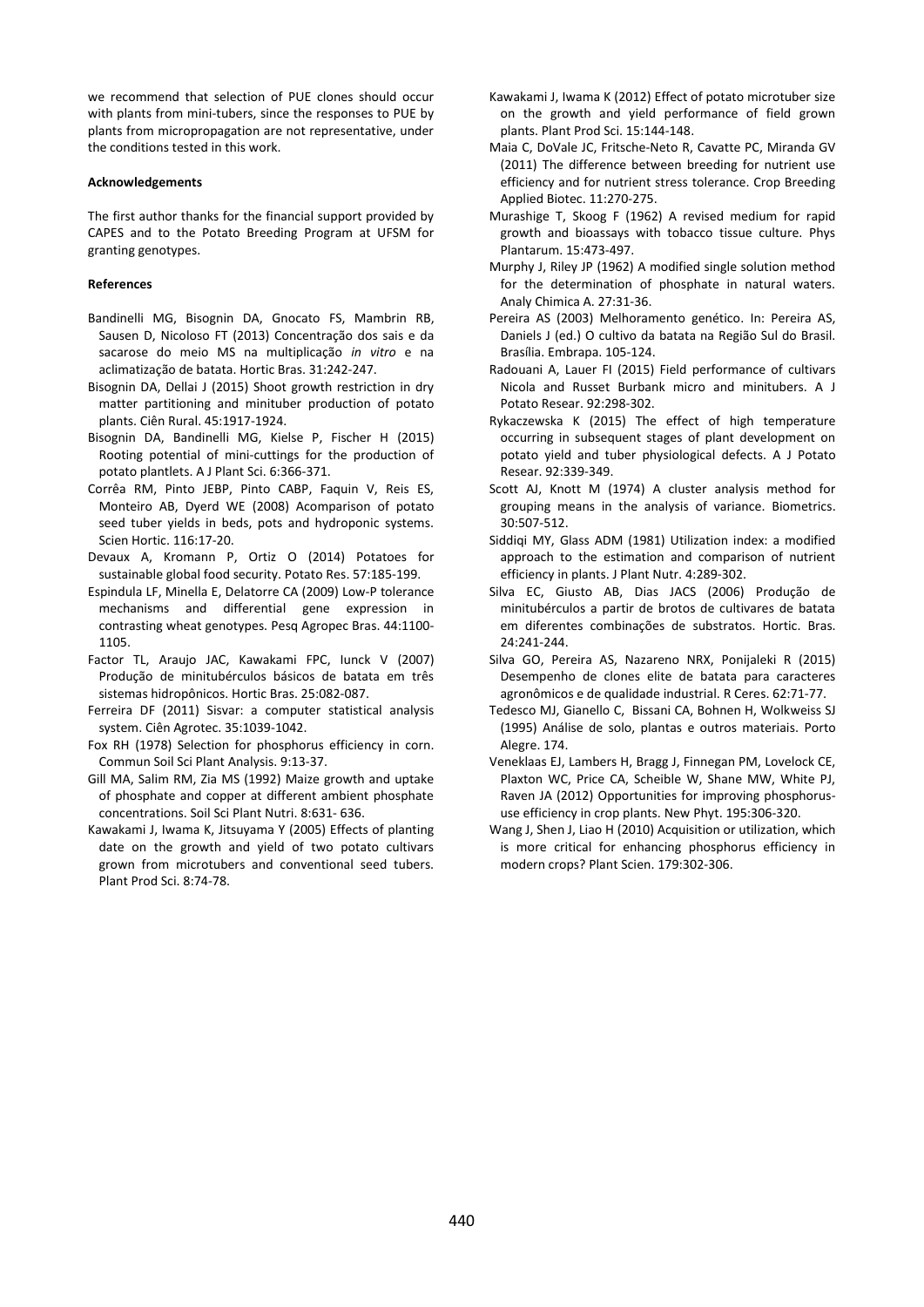we recommend that selection of PUE clones should occur with plants from mini-tubers, since the responses to PUE by plants from micropropagation are not representative, under the conditions tested in this work.

**Acknowledgements**

The first author thanks for the financial support provided by CAPES and to the Potato Breeding Program at UFSM for granting genotypes.

**References**

Bandinelli MG, Bisognin DA, Gnocato FS, Mambrin RB, Sausen D, Nicoloso FT (2013) Concentração dos sais e da sacarose do meio MS na multiplicação *in vitro* e na aclimatização de batata. Hortic Bras. 31:242-247.

Bisognin DA, Dellai J (2015) Shoot growth restriction in dry matter partitioning and minituber production of potato plants. Ciên Rural. 45:1917-1924.

Bisognin DA, Bandinelli MG, Kielse P, Fischer H (2015) Rooting potential of mini-cuttings for the production of potato plantlets. A J Plant Sci. 6:366-371.

Corrêa RM, Pinto JEBP, Pinto CABP, Faquin V, Reis ES, Monteiro AB, Dyerd WE (2008) Acomparison of potato seed tuber yields in beds, pots and hydroponic systems. Scien Hortic. 116:17-20.

Devaux A, Kromann P, Ortiz O (2014) Potatoes for sustainable global food security. Potato Res. 57:185-199.

Espindula LF, Minella E, Delatorre CA (2009) Low-P tolerance mechanisms and differential gene expression in contrasting wheat genotypes. Pesq Agropec Bras. 44:1100-1105.

Factor TL, Araujo JAC, Kawakami FPC, Iunck V (2007) Produção de minitubérculos básicos de batata em três sistemas hidropônicos. Hortic Bras. 25:082-087.

Ferreira DF (2011) Sisvar: a computer statistical analysis system. Ciên Agrotec. 35:1039-1042.

Fox RH (1978) Selection for phosphorus efficiency in corn. Commun Soil Sci Plant Analysis. 9:13-37.

Gill MA, Salim RM, Zia MS (1992) Maize growth and uptake of phosphate and copper at different ambient phosphate concentrations. Soil Sci Plant Nutri. 8:631- 636.

Kawakami J, Iwama K, Jitsuyama Y (2005) Effects of planting date on the growth and yield of two potato cultivars grown from microtubers and conventional seed tubers. Plant Prod Sci. 8:74-78.

Kawakami J, Iwama K (2012) Effect of potato microtuber size on the growth and yield performance of field grown plants. Plant Prod Sci. 15:144-148.

Maia C, DoVale JC, Fritsche-Neto R, Cavatte PC, Miranda GV (2011) The difference between breeding for nutrient use efficiency and for nutrient stress tolerance. Crop Breeding Applied Biotec. 11:270-275.

Murashige T, Skoog F (1962) A revised medium for rapid growth and bioassays with tobacco tissue culture. Phys Plantarum. 15:473-497.

Murphy J, Riley JP (1962) A modified single solution method for the determination of phosphate in natural waters. Analy Chimica A. 27:31-36.

Pereira AS (2003) Melhoramento genético. In: Pereira AS, Daniels J (ed.) O cultivo da batata na Região Sul do Brasil. Brasília. Embrapa. 105-124.

Radouani A, Lauer FI (2015) Field performance of cultivars Nicola and Russet Burbank micro and minitubers. A J Potato Resear. 92:298-302.

Rykaczewska K (2015) The effect of high temperature occurring in subsequent stages of plant development on potato yield and tuber physiological defects. A J Potato Resear. 92:339-349.

Scott AJ, Knott M (1974) A cluster analysis method for grouping means in the analysis of variance. Biometrics. 30:507-512.

Siddiqi MY, Glass ADM (1981) Utilization index: a modified approach to the estimation and comparison of nutrient efficiency in plants. J Plant Nutr. 4:289-302.

Silva EC, Giusto AB, Dias JACS (2006) Produção de minitubérculos a partir de brotos de cultivares de batata em diferentes combinações de substratos. Hortic. Bras. 24:241-244.

Silva GO, Pereira AS, Nazareno NRX, Ponijaleki R (2015) Desempenho de clones elite de batata para caracteres agronômicos e de qualidade industrial. R Ceres. 62:71-77.

Tedesco MJ, Gianello C, Bissani CA, Bohnen H, Wolkweiss SJ (1995) Análise de solo, plantas e outros materiais. Porto Alegre. 174.

Veneklaas EJ, Lambers H, Bragg J, Finnegan PM, Lovelock CE, Plaxton WC, Price CA, Scheible W, Shane MW, White PJ, Raven JA (2012) Opportunities for improving phosphorus-use efficiency in crop plants. New Phyt. 195:306-320.

Wang J, Shen J, Liao H (2010) Acquisition or utilization, which is more critical for enhancing phosphorus efficiency in modern crops? Plant Scien. 179:302-306.